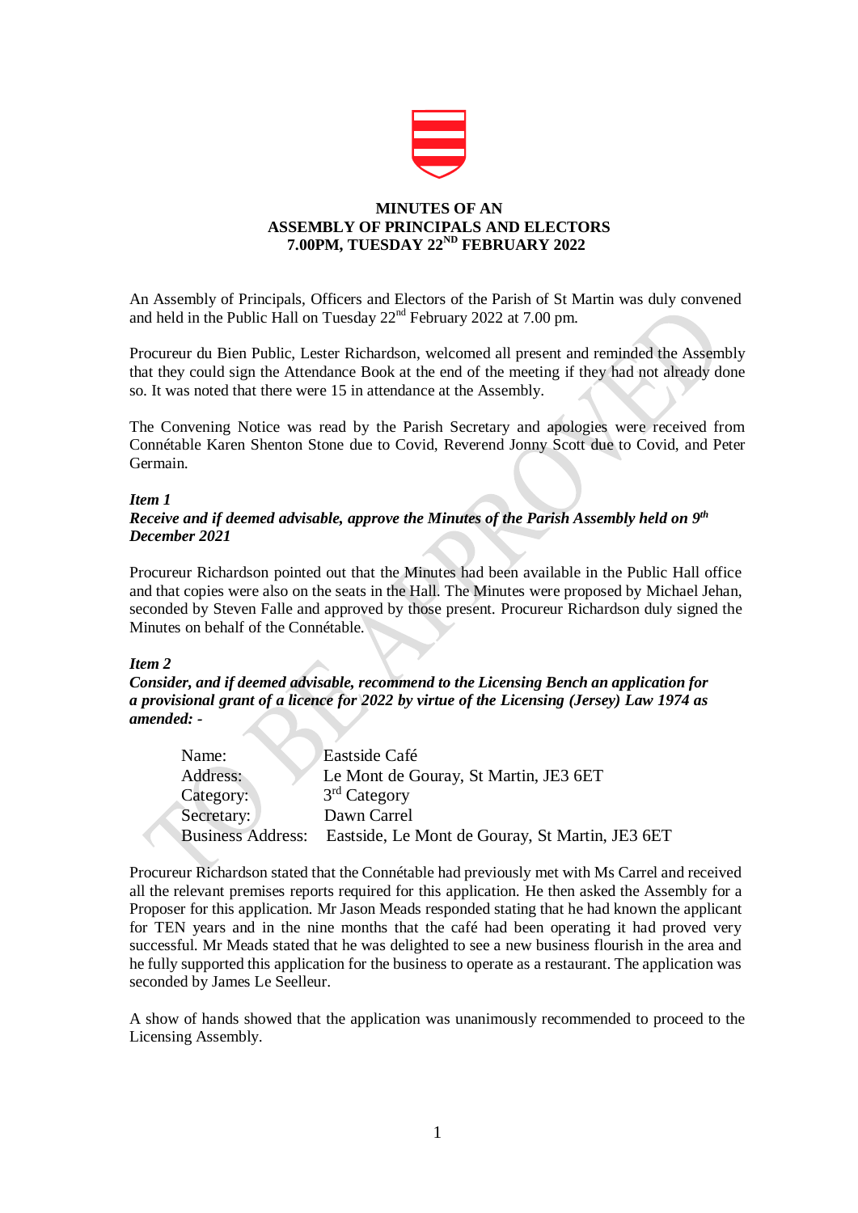**MINUTES OF AN**
**ASSEMBLY OF PRINCIPALS AND ELECTORS**
**7.00PM, TUESDAY 22ND FEBRUARY 2022**

An Assembly of Principals, Officers and Electors of the Parish of St Martin was duly convened and held in the Public Hall on Tuesday 22nd February 2022 at 7.00 pm.

Procureur du Bien Public, Lester Richardson, welcomed all present and reminded the Assembly that they could sign the Attendance Book at the end of the meeting if they had not already done so. It was noted that there were 15 in attendance at the Assembly.

The Convening Notice was read by the Parish Secretary and apologies were received from Connétable Karen Shenton Stone due to Covid, Reverend Jonny Scott due to Covid, and Peter Germain.

***Item 1***
***Receive and if deemed advisable, approve the Minutes of the Parish Assembly held on 9th December 2021***

Procureur Richardson pointed out that the Minutes had been available in the Public Hall office and that copies were also on the seats in the Hall. The Minutes were proposed by Michael Jehan, seconded by Steven Falle and approved by those present. Procureur Richardson duly signed the Minutes on behalf of the Connétable.

***Item 2***
***Consider, and if deemed advisable, recommend to the Licensing Bench an application for a provisional grant of a licence for 2022 by virtue of the Licensing (Jersey) Law 1974 as amended: -***

| | |
|---|---|
| Name: | Eastside Café |
| Address: | Le Mont de Gouray, St Martin, JE3 6ET |
| Category: | 3rd Category |
| Secretary: | Dawn Carrel |
| Business Address: | Eastside, Le Mont de Gouray, St Martin, JE3 6ET |

Procureur Richardson stated that the Connétable had previously met with Ms Carrel and received all the relevant premises reports required for this application. He then asked the Assembly for a Proposer for this application. Mr Jason Meads responded stating that he had known the applicant for TEN years and in the nine months that the café had been operating it had proved very successful. Mr Meads stated that he was delighted to see a new business flourish in the area and he fully supported this application for the business to operate as a restaurant. The application was seconded by James Le Seelleur.

A show of hands showed that the application was unanimously recommended to proceed to the Licensing Assembly.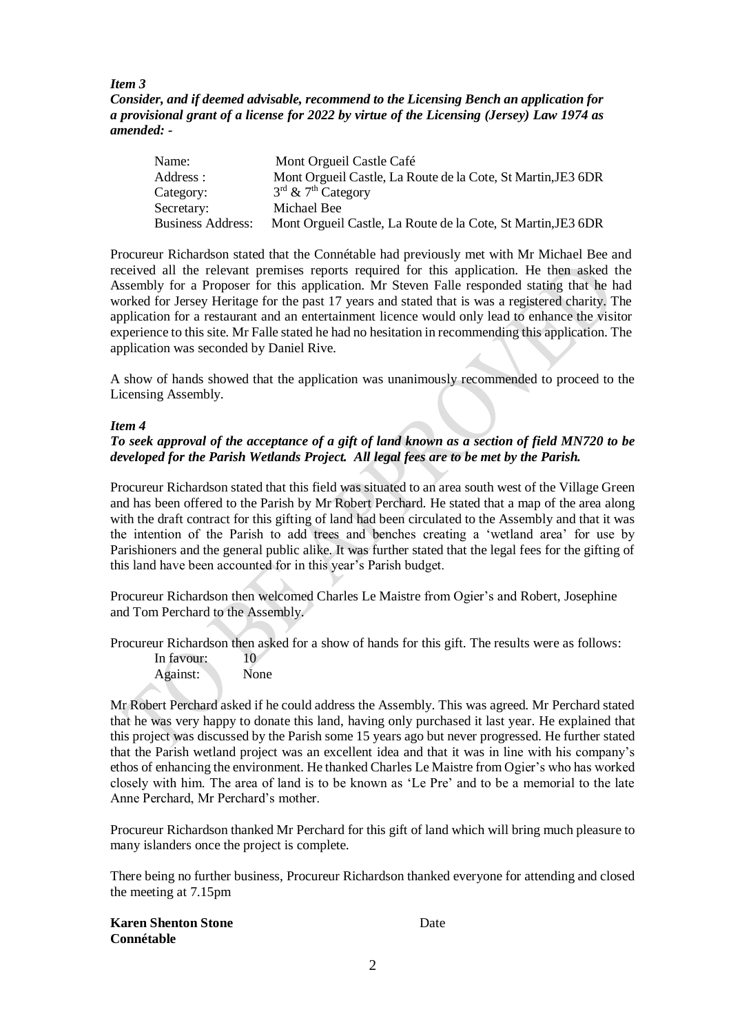***Item 3***

***Consider, and if deemed advisable, recommend to the Licensing Bench an application for a provisional grant of a license for 2022 by virtue of the Licensing (Jersey) Law 1974 as amended: -***

| | |
|---|---|
| Name: | Mont Orgueil Castle Café |
| Address : | Mont Orgueil Castle, La Route de la Cote, St Martin,JE3 6DR |
| Category: | 3rd & 7th Category |
| Secretary: | Michael Bee |
| Business Address: | Mont Orgueil Castle, La Route de la Cote, St Martin,JE3 6DR |

Procureur Richardson stated that the Connétable had previously met with Mr Michael Bee and received all the relevant premises reports required for this application. He then asked the Assembly for a Proposer for this application. Mr Steven Falle responded stating that he had worked for Jersey Heritage for the past 17 years and stated that is was a registered charity. The application for a restaurant and an entertainment licence would only lead to enhance the visitor experience to this site. Mr Falle stated he had no hesitation in recommending this application. The application was seconded by Daniel Rive.

A show of hands showed that the application was unanimously recommended to proceed to the Licensing Assembly.

***Item 4***

***To seek approval of the acceptance of a gift of land known as a section of field MN720 to be developed for the Parish Wetlands Project. All legal fees are to be met by the Parish.***

Procureur Richardson stated that this field was situated to an area south west of the Village Green and has been offered to the Parish by Mr Robert Perchard. He stated that a map of the area along with the draft contract for this gifting of land had been circulated to the Assembly and that it was the intention of the Parish to add trees and benches creating a 'wetland area' for use by Parishioners and the general public alike. It was further stated that the legal fees for the gifting of this land have been accounted for in this year's Parish budget.

Procureur Richardson then welcomed Charles Le Maistre from Ogier's and Robert, Josephine and Tom Perchard to the Assembly.

Procureur Richardson then asked for a show of hands for this gift. The results were as follows:

| | |
|---|---|
| In favour: | 10 |
| Against: | None |

Mr Robert Perchard asked if he could address the Assembly. This was agreed. Mr Perchard stated that he was very happy to donate this land, having only purchased it last year. He explained that this project was discussed by the Parish some 15 years ago but never progressed. He further stated that the Parish wetland project was an excellent idea and that it was in line with his company's ethos of enhancing the environment. He thanked Charles Le Maistre from Ogier's who has worked closely with him. The area of land is to be known as 'Le Pre' and to be a memorial to the late Anne Perchard, Mr Perchard's mother.

Procureur Richardson thanked Mr Perchard for this gift of land which will bring much pleasure to many islanders once the project is complete.

There being no further business, Procureur Richardson thanked everyone for attending and closed the meeting at 7.15pm

**Karen Shenton Stone**
**Connétable**

Date